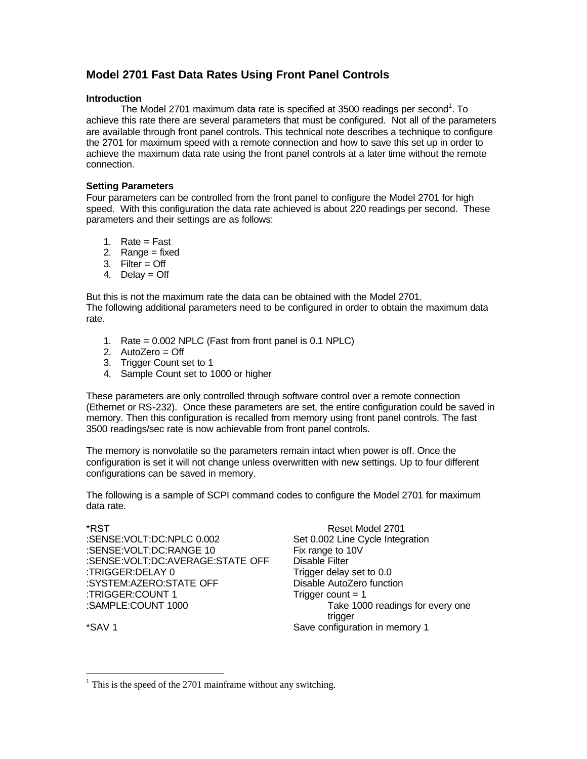# Model 2701 Fast Data Rates Using Front Panel Controls

### Introduction

The Model 2701 maximum data rate is specified at 3500 readings per second[1]. To achieve this rate there are several parameters that must be configured. Not all of the parameters are available through front panel controls. This technical note describes a technique to configure the 2701 for maximum speed with a remote connection and how to save this set up in order to achieve the maximum data rate using the front panel controls at a later time without the remote connection.

### Setting Parameters

Four parameters can be controlled from the front panel to configure the Model 2701 for high speed. With this configuration the data rate achieved is about 220 readings per second. These parameters and their settings are as follows:

1. Rate = Fast
2. Range = fixed
3. Filter = Off
4. Delay = Off

But this is not the maximum rate the data can be obtained with the Model 2701.
The following additional parameters need to be configured in order to obtain the maximum data rate.

1. Rate = 0.002 NPLC (Fast from front panel is 0.1 NPLC)
2. AutoZero = Off
3. Trigger Count set to 1
4. Sample Count set to 1000 or higher

These parameters are only controlled through software control over a remote connection (Ethernet or RS-232). Once these parameters are set, the entire configuration could be saved in memory. Then this configuration is recalled from memory using front panel controls. The fast 3500 readings/sec rate is now achievable from front panel controls.

The memory is nonvolatile so the parameters remain intact when power is off. Once the configuration is set it will not change unless overwritten with new settings. Up to four different configurations can be saved in memory.

The following is a sample of SCPI command codes to configure the Model 2701 for maximum data rate.

```
*RST                                   Reset Model 2701
:SENSE:VOLT:DC:NPLC 0.002              Set 0.002 Line Cycle Integration
:SENSE:VOLT:DC:RANGE 10                Fix range to 10V
:SENSE:VOLT:DC:AVERAGE:STATE OFF       Disable Filter
:TRIGGER:DELAY 0                       Trigger delay set to 0.0
:SYSTEM:AZERO:STATE OFF                Disable AutoZero function
:TRIGGER:COUNT 1                       Trigger count = 1
:SAMPLE:COUNT 1000                     Take 1000 readings for every one trigger
*SAV 1                                 Save configuration in memory 1
```

---

[1] This is the speed of the 2701 mainframe without any switching.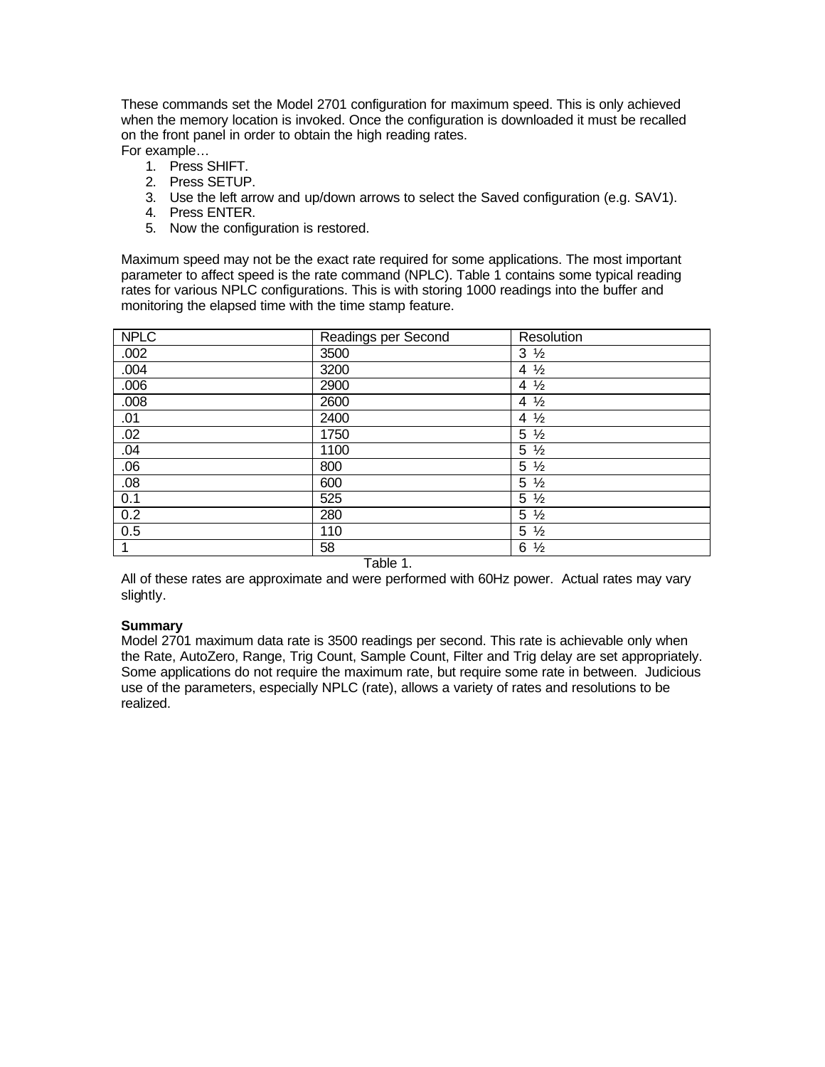These commands set the Model 2701 configuration for maximum speed. This is only achieved when the memory location is invoked. Once the configuration is downloaded it must be recalled on the front panel in order to obtain the high reading rates.
For example…

1. Press SHIFT.
2. Press SETUP.
3. Use the left arrow and up/down arrows to select the Saved configuration (e.g. SAV1).
4. Press ENTER.
5. Now the configuration is restored.

Maximum speed may not be the exact rate required for some applications. The most important parameter to affect speed is the rate command (NPLC). Table 1 contains some typical reading rates for various NPLC configurations. This is with storing 1000 readings into the buffer and monitoring the elapsed time with the time stamp feature.

| NPLC | Readings per Second | Resolution |
|---|---|---|
| .002 | 3500 | 3 ½ |
| .004 | 3200 | 4 ½ |
| .006 | 2900 | 4 ½ |
| .008 | 2600 | 4 ½ |
| .01 | 2400 | 4 ½ |
| .02 | 1750 | 5 ½ |
| .04 | 1100 | 5 ½ |
| .06 | 800 | 5 ½ |
| .08 | 600 | 5 ½ |
| 0.1 | 525 | 5 ½ |
| 0.2 | 280 | 5 ½ |
| 0.5 | 110 | 5 ½ |
| 1 | 58 | 6 ½ |

Table 1.

All of these rates are approximate and were performed with 60Hz power. Actual rates may vary slightly.

**Summary**

Model 2701 maximum data rate is 3500 readings per second. This rate is achievable only when the Rate, AutoZero, Range, Trig Count, Sample Count, Filter and Trig delay are set appropriately. Some applications do not require the maximum rate, but require some rate in between. Judicious use of the parameters, especially NPLC (rate), allows a variety of rates and resolutions to be realized.